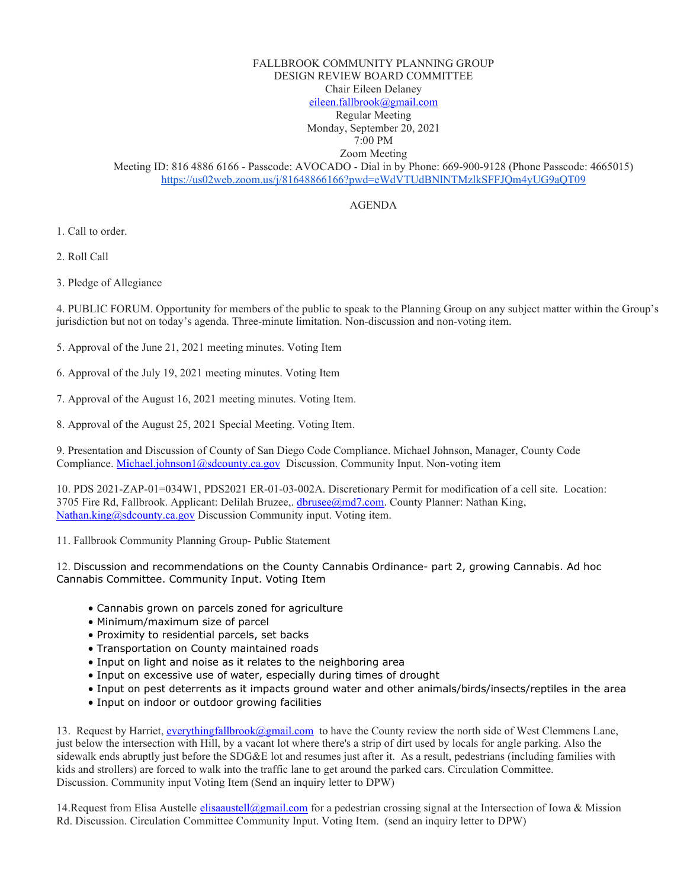FALLBROOK COMMUNITY PLANNING GROUP
DESIGN REVIEW BOARD COMMITTEE
Chair Eileen Delaney
eileen.fallbrook@gmail.com
Regular Meeting
Monday, September 20, 2021
7:00 PM
Zoom Meeting
Meeting ID: 816 4886 6166 - Passcode: AVOCADO - Dial in by Phone: 669-900-9128 (Phone Passcode: 4665015)
https://us02web.zoom.us/j/81648866166?pwd=eWdVTUdBNlNTMzlkSFFJQm4yUG9aQT09

## AGENDA

1. Call to order.

2. Roll Call

3. Pledge of Allegiance

4. PUBLIC FORUM. Opportunity for members of the public to speak to the Planning Group on any subject matter within the Group's jurisdiction but not on today's agenda. Three-minute limitation. Non-discussion and non-voting item.

5. Approval of the June 21, 2021 meeting minutes. Voting Item

6. Approval of the July 19, 2021 meeting minutes. Voting Item

7. Approval of the August 16, 2021 meeting minutes. Voting Item.

8. Approval of the August 25, 2021 Special Meeting. Voting Item.

9. Presentation and Discussion of County of San Diego Code Compliance. Michael Johnson, Manager, County Code Compliance. Michael.johnson1@sdcounty.ca.gov Discussion. Community Input. Non-voting item

10. PDS 2021-ZAP-01=034W1, PDS2021 ER-01-03-002A. Discretionary Permit for modification of a cell site. Location: 3705 Fire Rd, Fallbrook. Applicant: Delilah Bruzee,. dbrusee@md7.com. County Planner: Nathan King, Nathan.king@sdcounty.ca.gov Discussion Community input. Voting item.

11. Fallbrook Community Planning Group- Public Statement

12. Discussion and recommendations on the County Cannabis Ordinance- part 2, growing Cannabis. Ad hoc Cannabis Committee. Community Input. Voting Item

- Cannabis grown on parcels zoned for agriculture
- Minimum/maximum size of parcel
- Proximity to residential parcels, set backs
- Transportation on County maintained roads
- Input on light and noise as it relates to the neighboring area
- Input on excessive use of water, especially during times of drought
- Input on pest deterrents as it impacts ground water and other animals/birds/insects/reptiles in the area
- Input on indoor or outdoor growing facilities

13. Request by Harriet, everythingfallbrook@gmail.com to have the County review the north side of West Clemmens Lane, just below the intersection with Hill, by a vacant lot where there's a strip of dirt used by locals for angle parking. Also the sidewalk ends abruptly just before the SDG&E lot and resumes just after it. As a result, pedestrians (including families with kids and strollers) are forced to walk into the traffic lane to get around the parked cars. Circulation Committee. Discussion. Community input Voting Item (Send an inquiry letter to DPW)

14.Request from Elisa Austelle elisaaustell@gmail.com for a pedestrian crossing signal at the Intersection of Iowa & Mission Rd. Discussion. Circulation Committee Community Input. Voting Item. (send an inquiry letter to DPW)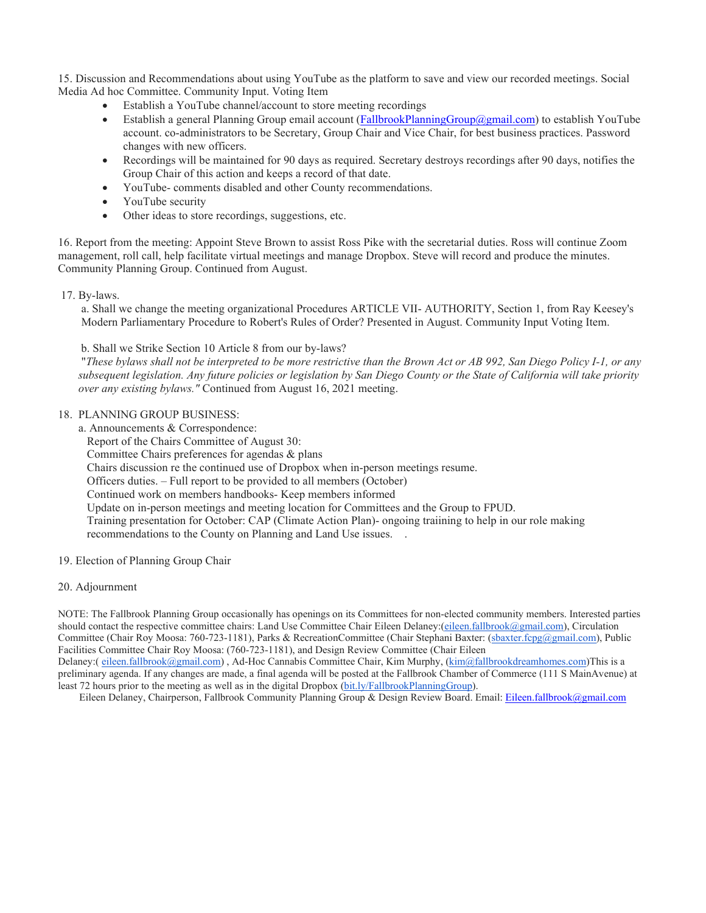15. Discussion and Recommendations about using YouTube as the platform to save and view our recorded meetings. Social Media Ad hoc Committee. Community Input. Voting Item

- Establish a YouTube channel/account to store meeting recordings
- Establish a general Planning Group email account (FallbrookPlanningGroup@gmail.com) to establish YouTube account. co-administrators to be Secretary, Group Chair and Vice Chair, for best business practices. Password changes with new officers.
- Recordings will be maintained for 90 days as required. Secretary destroys recordings after 90 days, notifies the Group Chair of this action and keeps a record of that date.
- YouTube- comments disabled and other County recommendations.
- YouTube security
- Other ideas to store recordings, suggestions, etc.

16. Report from the meeting: Appoint Steve Brown to assist Ross Pike with the secretarial duties. Ross will continue Zoom management, roll call, help facilitate virtual meetings and manage Dropbox. Steve will record and produce the minutes. Community Planning Group. Continued from August.

17. By-laws.

a. Shall we change the meeting organizational Procedures ARTICLE VII- AUTHORITY, Section 1, from Ray Keesey's Modern Parliamentary Procedure to Robert's Rules of Order? Presented in August. Community Input Voting Item.

b. Shall we Strike Section 10 Article 8 from our by-laws?
"*These bylaws shall not be interpreted to be more restrictive than the Brown Act or AB 992, San Diego Policy I-1, or any subsequent legislation. Any future policies or legislation by San Diego County or the State of California will take priority over any existing bylaws."* Continued from August 16, 2021 meeting.

18. PLANNING GROUP BUSINESS:

a. Announcements & Correspondence:
Report of the Chairs Committee of August 30:
Committee Chairs preferences for agendas & plans
Chairs discussion re the continued use of Dropbox when in-person meetings resume.
Officers duties. – Full report to be provided to all members (October)
Continued work on members handbooks- Keep members informed
Update on in-person meetings and meeting location for Committees and the Group to FPUD.
Training presentation for October: CAP (Climate Action Plan)- ongoing traiining to help in our role making recommendations to the County on Planning and Land Use issues. .

19. Election of Planning Group Chair

20. Adjournment

NOTE: The Fallbrook Planning Group occasionally has openings on its Committees for non-elected community members. Interested parties should contact the respective committee chairs: Land Use Committee Chair Eileen Delaney:(eileen.fallbrook@gmail.com), Circulation Committee (Chair Roy Moosa: 760-723-1181), Parks & RecreationCommittee (Chair Stephani Baxter: (sbaxter.fcpg@gmail.com), Public Facilities Committee Chair Roy Moosa: (760-723-1181), and Design Review Committee (Chair Eileen Delaney:( eileen.fallbrook@gmail.com) , Ad-Hoc Cannabis Committee Chair, Kim Murphy, (kim@fallbrookdreamhomes.com)This is a preliminary agenda. If any changes are made, a final agenda will be posted at the Fallbrook Chamber of Commerce (111 S MainAvenue) at least 72 hours prior to the meeting as well as in the digital Dropbox (bit.ly/FallbrookPlanningGroup).

Eileen Delaney, Chairperson, Fallbrook Community Planning Group & Design Review Board. Email: Eileen.fallbrook@gmail.com